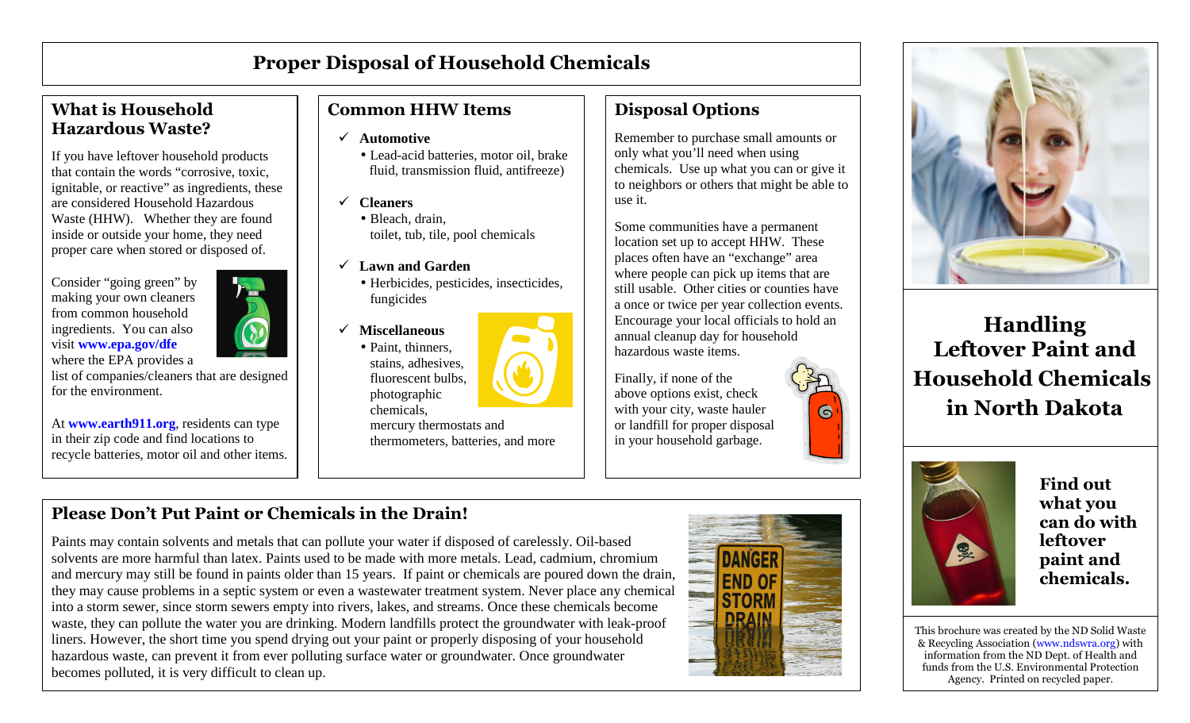# Proper Disposal of Household Chemicals

## What is Household Hazardous Waste?

If you have leftover household products that contain the words "corrosive, toxic, ignitable, or reactive" as ingredients, these are considered Household Hazardous Waste (HHW). Whether they are found inside or outside your home, they need proper care when stored or disposed of.

Consider "going green" by making your own cleaners from common household ingredients. You can also visit **www.epa.gov/dfe** where the EPA provides a list of companies/cleaners that are designed for the environment.

At **www.earth911.org**, residents can type in their zip code and find locations to recycle batteries, motor oil and other items.

## Common HHW Items

- ✓ **Automotive**
  - Lead-acid batteries, motor oil, brake fluid, transmission fluid, antifreeze)
- ✓ **Cleaners**
  - Bleach, drain, toilet, tub, tile, pool chemicals
- ✓ **Lawn and Garden**
  - Herbicides, pesticides, insecticides, fungicides
- ✓ **Miscellaneous**
  - Paint, thinners, stains, adhesives, fluorescent bulbs, photographic chemicals, mercury thermostats and thermometers, batteries, and more

## Disposal Options

Remember to purchase small amounts or only what you'll need when using chemicals. Use up what you can or give it to neighbors or others that might be able to use it.

Some communities have a permanent location set up to accept HHW. These places often have an "exchange" area where people can pick up items that are still usable. Other cities or counties have a once or twice per year collection events. Encourage your local officials to hold an annual cleanup day for household hazardous waste items.

Finally, if none of the above options exist, check with your city, waste hauler or landfill for proper disposal in your household garbage.

## Please Don't Put Paint or Chemicals in the Drain!

Paints may contain solvents and metals that can pollute your water if disposed of carelessly. Oil-based solvents are more harmful than latex. Paints used to be made with more metals. Lead, cadmium, chromium and mercury may still be found in paints older than 15 years. If paint or chemicals are poured down the drain, they may cause problems in a septic system or even a wastewater treatment system. Never place any chemical into a storm sewer, since storm sewers empty into rivers, lakes, and streams. Once these chemicals become waste, they can pollute the water you are drinking. Modern landfills protect the groundwater with leak-proof liners. However, the short time you spend drying out your paint or properly disposing of your household hazardous waste, can prevent it from ever polluting surface water or groundwater. Once groundwater becomes polluted, it is very difficult to clean up.

# Handling Leftover Paint and Household Chemicals in North Dakota

**Find out what you can do with leftover paint and chemicals.**

This brochure was created by the ND Solid Waste & Recycling Association (www.ndswra.org) with information from the ND Dept. of Health and funds from the U.S. Environmental Protection Agency. Printed on recycled paper.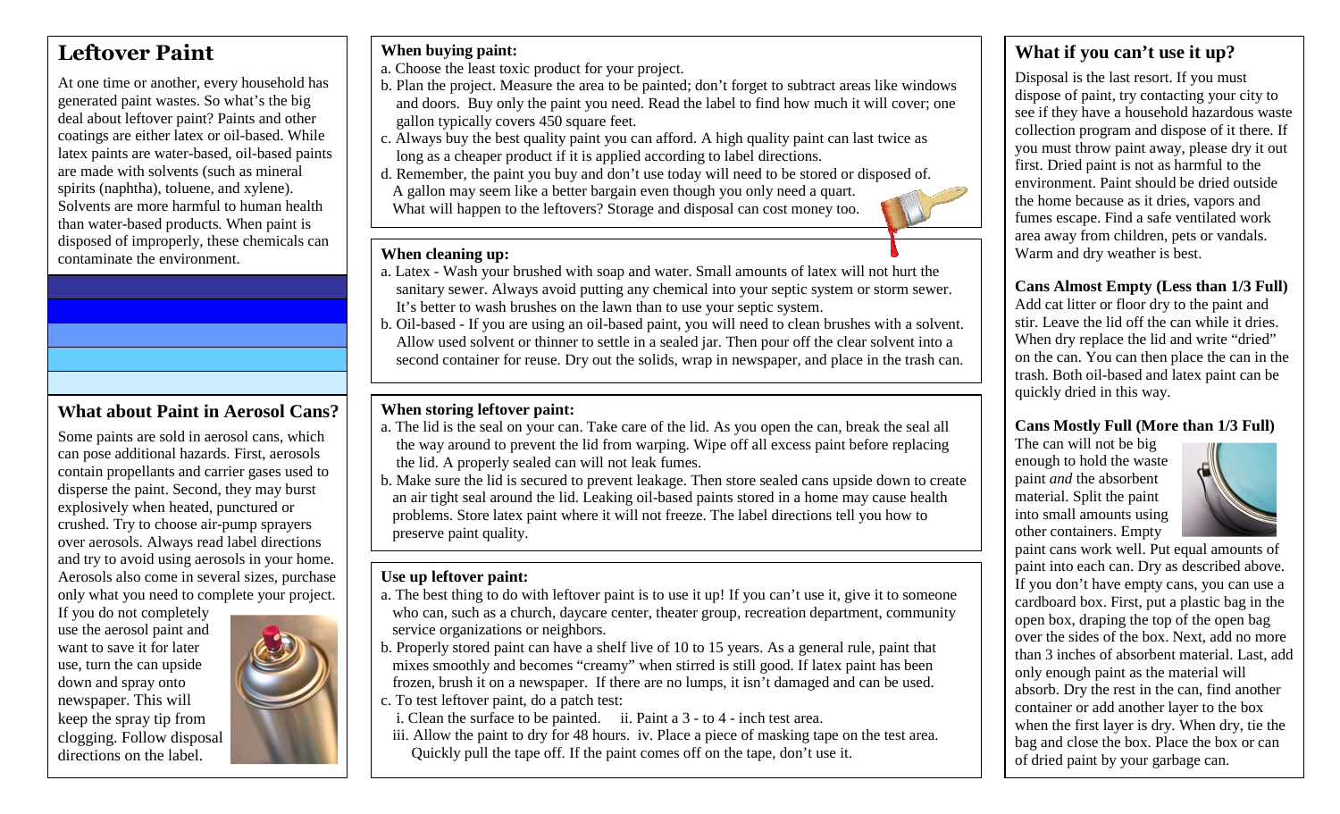## Leftover Paint

At one time or another, every household has generated paint wastes. So what's the big deal about leftover paint? Paints and other coatings are either latex or oil-based. While latex paints are water-based, oil-based paints are made with solvents (such as mineral spirits (naphtha), toluene, and xylene). Solvents are more harmful to human health than water-based products. When paint is disposed of improperly, these chemicals can contaminate the environment.

### What about Paint in Aerosol Cans?

Some paints are sold in aerosol cans, which can pose additional hazards. First, aerosols contain propellants and carrier gases used to disperse the paint. Second, they may burst explosively when heated, punctured or crushed. Try to choose air-pump sprayers over aerosols. Always read label directions and try to avoid using aerosols in your home. Aerosols also come in several sizes, purchase only what you need to complete your project. If you do not completely use the aerosol paint and want to save it for later use, turn the can upside down and spray onto newspaper. This will keep the spray tip from clogging. Follow disposal directions on the label.

**When buying paint:**

a. Choose the least toxic product for your project.
b. Plan the project. Measure the area to be painted; don't forget to subtract areas like windows and doors. Buy only the paint you need. Read the label to find how much it will cover; one gallon typically covers 450 square feet.
c. Always buy the best quality paint you can afford. A high quality paint can last twice as long as a cheaper product if it is applied according to label directions.
d. Remember, the paint you buy and don't use today will need to be stored or disposed of. A gallon may seem like a better bargain even though you only need a quart. What will happen to the leftovers? Storage and disposal can cost money too.

**When cleaning up:**

a. Latex - Wash your brushed with soap and water. Small amounts of latex will not hurt the sanitary sewer. Always avoid putting any chemical into your septic system or storm sewer. It's better to wash brushes on the lawn than to use your septic system.
b. Oil-based - If you are using an oil-based paint, you will need to clean brushes with a solvent. Allow used solvent or thinner to settle in a sealed jar. Then pour off the clear solvent into a second container for reuse. Dry out the solids, wrap in newspaper, and place in the trash can.

**When storing leftover paint:**

a. The lid is the seal on your can. Take care of the lid. As you open the can, break the seal all the way around to prevent the lid from warping. Wipe off all excess paint before replacing the lid. A properly sealed can will not leak fumes.
b. Make sure the lid is secured to prevent leakage. Then store sealed cans upside down to create an air tight seal around the lid. Leaking oil-based paints stored in a home may cause health problems. Store latex paint where it will not freeze. The label directions tell you how to preserve paint quality.

**Use up leftover paint:**

a. The best thing to do with leftover paint is to use it up! If you can't use it, give it to someone who can, such as a church, daycare center, theater group, recreation department, community service organizations or neighbors.
b. Properly stored paint can have a shelf live of 10 to 15 years. As a general rule, paint that mixes smoothly and becomes "creamy" when stirred is still good. If latex paint has been frozen, brush it on a newspaper. If there are no lumps, it isn't damaged and can be used.
c. To test leftover paint, do a patch test:
  i. Clean the surface to be painted. ii. Paint a 3 - to 4 - inch test area.
  iii. Allow the paint to dry for 48 hours. iv. Place a piece of masking tape on the test area. Quickly pull the tape off. If the paint comes off on the tape, don't use it.

### What if you can't use it up?

Disposal is the last resort. If you must dispose of paint, try contacting your city to see if they have a household hazardous waste collection program and dispose of it there. If you must throw paint away, please dry it out first. Dried paint is not as harmful to the environment. Paint should be dried outside the home because as it dries, vapors and fumes escape. Find a safe ventilated work area away from children, pets or vandals. Warm and dry weather is best.

**Cans Almost Empty (Less than 1/3 Full)**

Add cat litter or floor dry to the paint and stir. Leave the lid off the can while it dries. When dry replace the lid and write "dried" on the can. You can then place the can in the trash. Both oil-based and latex paint can be quickly dried in this way.

**Cans Mostly Full (More than 1/3 Full)**

The can will not be big enough to hold the waste paint *and* the absorbent material. Split the paint into small amounts using other containers. Empty paint cans work well. Put equal amounts of paint into each can. Dry as described above. If you don't have empty cans, you can use a cardboard box. First, put a plastic bag in the open box, draping the top of the open bag over the sides of the box. Next, add no more than 3 inches of absorbent material. Last, add only enough paint as the material will absorb. Dry the rest in the can, find another container or add another layer to the box when the first layer is dry. When dry, tie the bag and close the box. Place the box or can of dried paint by your garbage can.